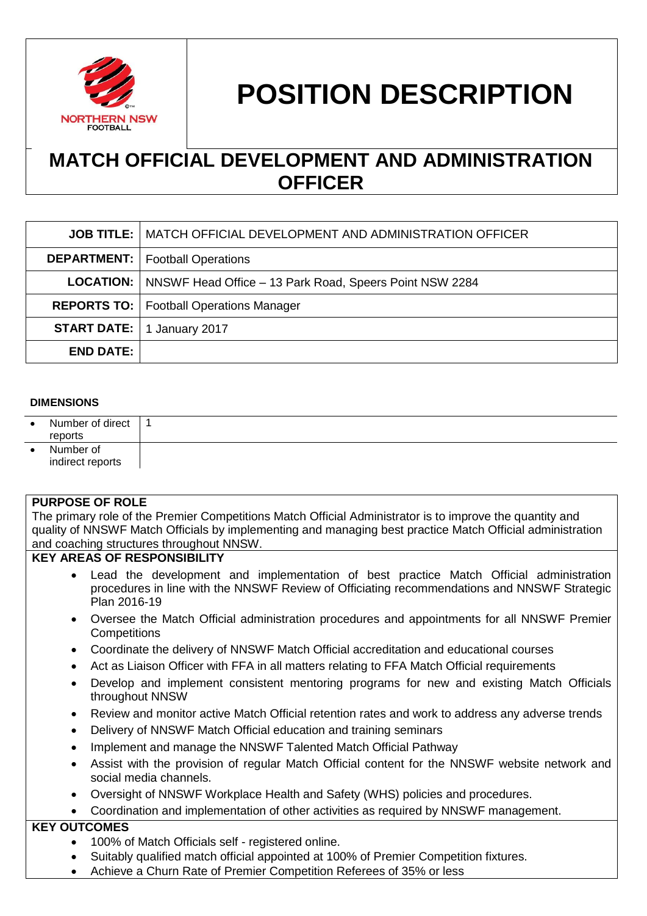NORTHERN NSW FOOTBALL

# POSITION DESCRIPTION

## MATCH OFFICIAL DEVELOPMENT AND ADMINISTRATION OFFICER

| | |
|---|---|
| **JOB TITLE:** | MATCH OFFICIAL DEVELOPMENT AND ADMINISTRATION OFFICER |
| **DEPARTMENT:** | Football Operations |
| **LOCATION:** | NNSWF Head Office – 13 Park Road, Speers Point NSW 2284 |
| **REPORTS TO:** | Football Operations Manager |
| **START DATE:** | 1 January 2017 |
| **END DATE:** | |

**DIMENSIONS**

| | |
|---|---|
| • Number of direct reports | 1 |
| • Number of indirect reports | |

**PURPOSE OF ROLE**

The primary role of the Premier Competitions Match Official Administrator is to improve the quantity and quality of NNSWF Match Officials by implementing and managing best practice Match Official administration and coaching structures throughout NNSW.

**KEY AREAS OF RESPONSIBILITY**

- Lead the development and implementation of best practice Match Official administration procedures in line with the NNSWF Review of Officiating recommendations and NNSWF Strategic Plan 2016-19
- Oversee the Match Official administration procedures and appointments for all NNSWF Premier Competitions
- Coordinate the delivery of NNSWF Match Official accreditation and educational courses
- Act as Liaison Officer with FFA in all matters relating to FFA Match Official requirements
- Develop and implement consistent mentoring programs for new and existing Match Officials throughout NNSW
- Review and monitor active Match Official retention rates and work to address any adverse trends
- Delivery of NNSWF Match Official education and training seminars
- Implement and manage the NNSWF Talented Match Official Pathway
- Assist with the provision of regular Match Official content for the NNSWF website network and social media channels.
- Oversight of NNSWF Workplace Health and Safety (WHS) policies and procedures.
- Coordination and implementation of other activities as required by NNSWF management.

**KEY OUTCOMES**

- 100% of Match Officials self - registered online.
- Suitably qualified match official appointed at 100% of Premier Competition fixtures.
- Achieve a Churn Rate of Premier Competition Referees of 35% or less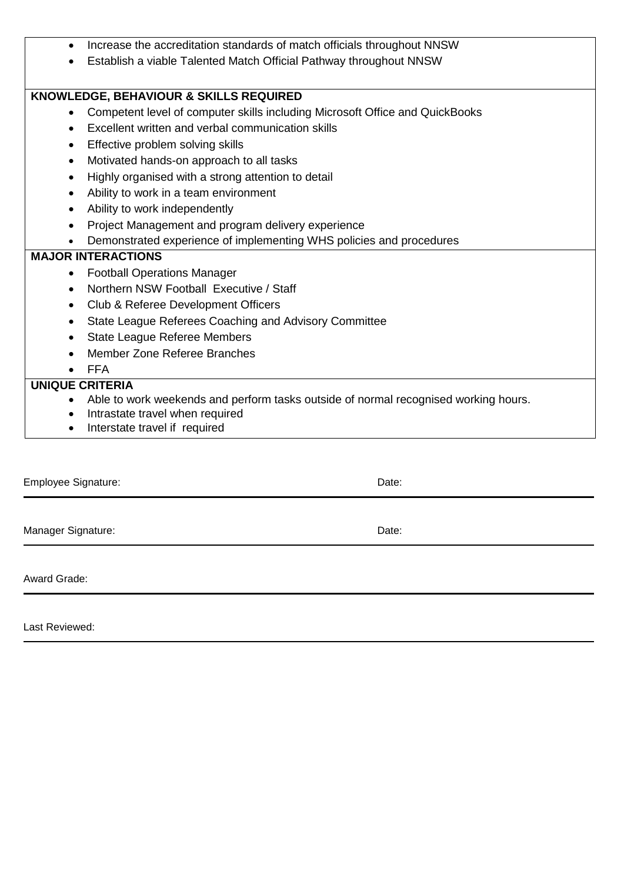- Increase the accreditation standards of match officials throughout NNSW
- Establish a viable Talented Match Official Pathway throughout NNSW

**KNOWLEDGE, BEHAVIOUR & SKILLS REQUIRED**

- Competent level of computer skills including Microsoft Office and QuickBooks
- Excellent written and verbal communication skills
- Effective problem solving skills
- Motivated hands-on approach to all tasks
- Highly organised with a strong attention to detail
- Ability to work in a team environment
- Ability to work independently
- Project Management and program delivery experience
- Demonstrated experience of implementing WHS policies and procedures

**MAJOR INTERACTIONS**

- Football Operations Manager
- Northern NSW Football Executive / Staff
- Club & Referee Development Officers
- State League Referees Coaching and Advisory Committee
- State League Referee Members
- Member Zone Referee Branches
- FFA

**UNIQUE CRITERIA**

- Able to work weekends and perform tasks outside of normal recognised working hours.
- Intrastate travel when required
- Interstate travel if required

Employee Signature: Date:

Manager Signature: Date:

Award Grade:

Last Reviewed: